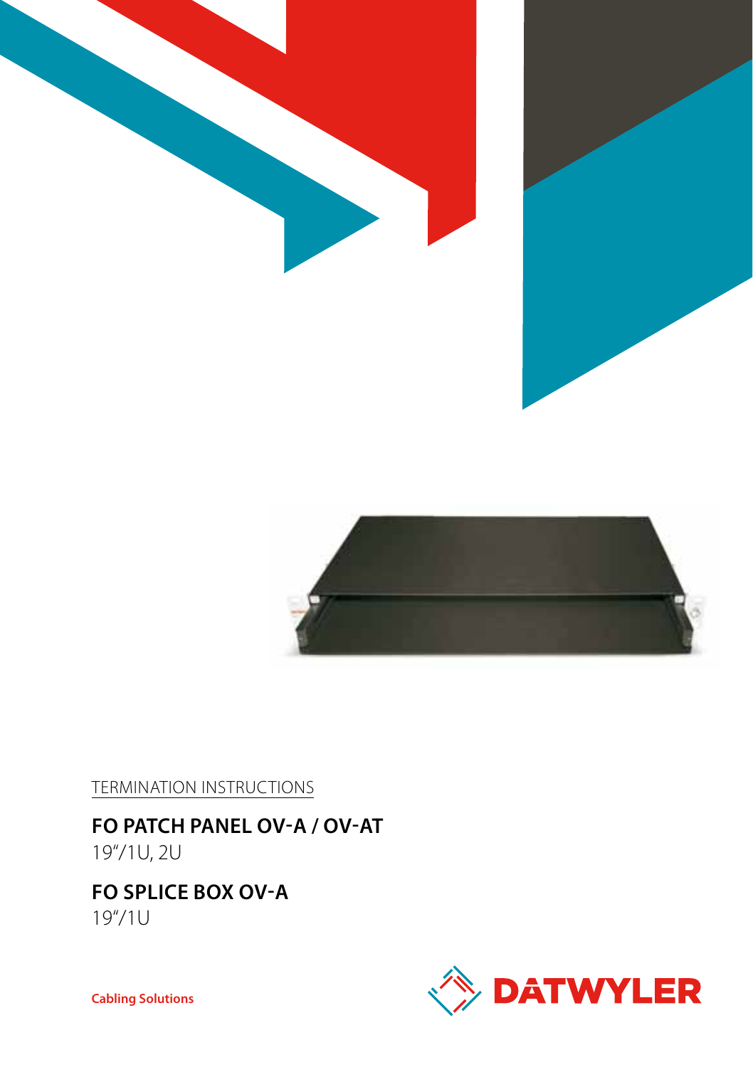TERMINATION INSTRUCTIONS

# FO PATCH PANEL OV-A / OV-AT

19"/1U, 2U

# FO SPLICE BOX OV-A

19"/1U

**Cabling Solutions**

DATWYLER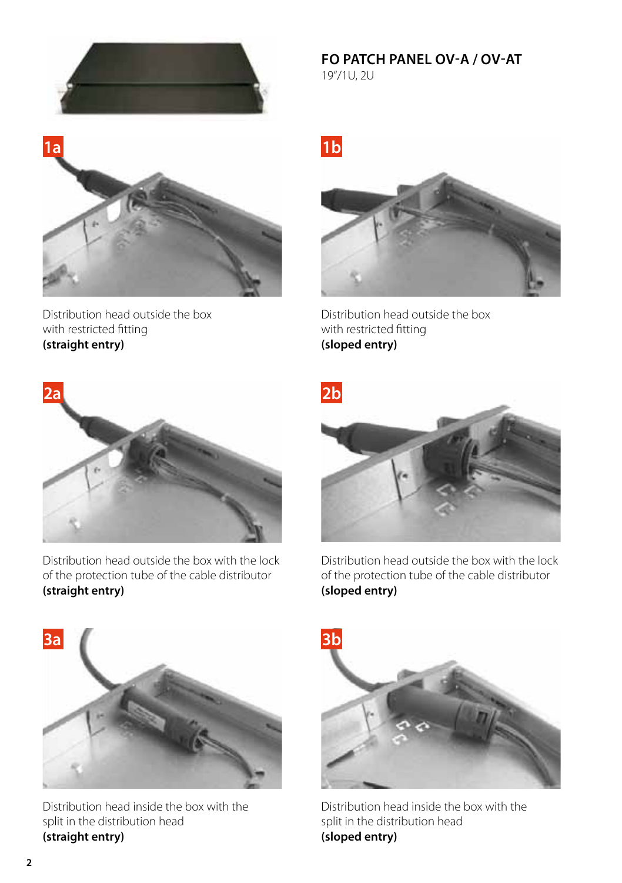## FO PATCH PANEL OV-A / OV-AT

19"/1U, 2U

1a

Distribution head outside the box with restricted fitting **(straight entry)**

1b

Distribution head outside the box with restricted fitting **(sloped entry)**

2a

Distribution head outside the box with the lock of the protection tube of the cable distributor **(straight entry)**

2b

Distribution head outside the box with the lock of the protection tube of the cable distributor **(sloped entry)**

3a

Distribution head inside the box with the split in the distribution head **(straight entry)**

3b

Distribution head inside the box with the split in the distribution head **(sloped entry)**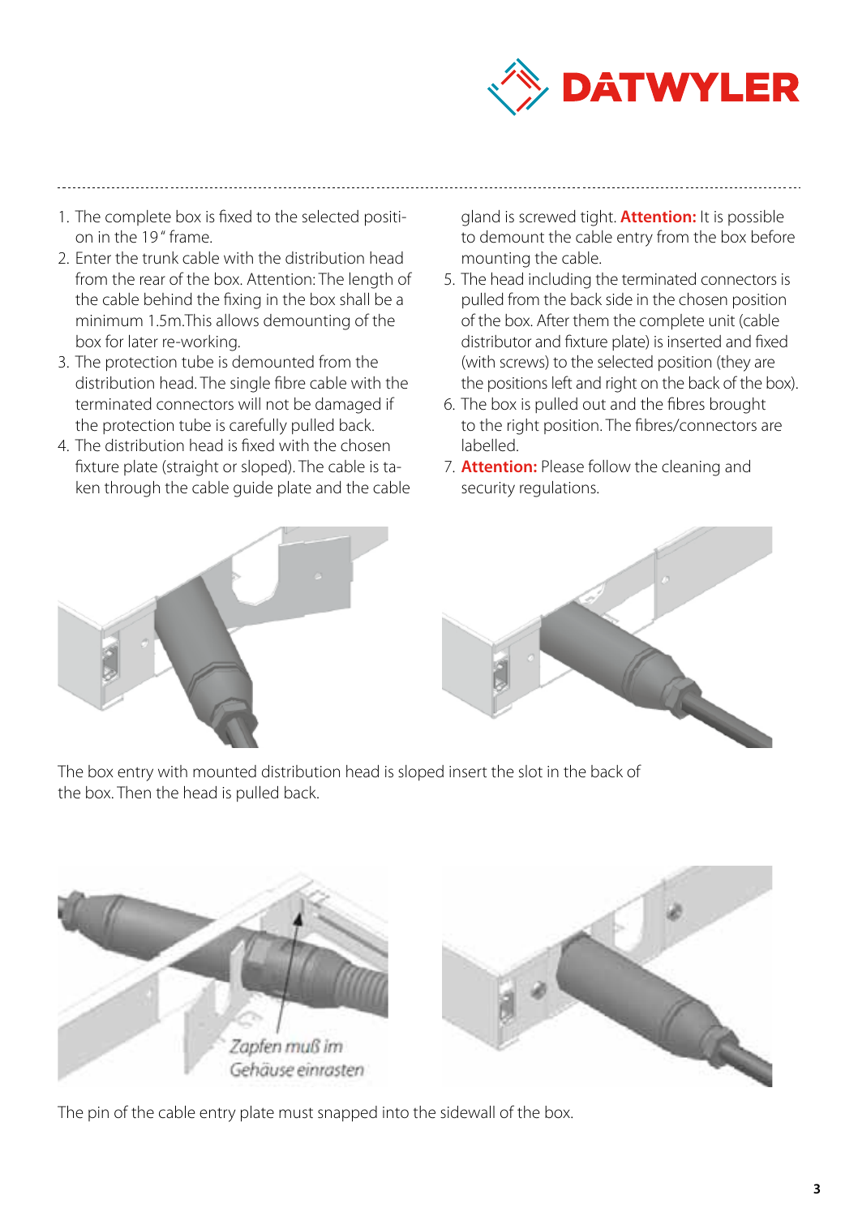1. The complete box is fixed to the selected position in the 19" frame.
2. Enter the trunk cable with the distribution head from the rear of the box. Attention: The length of the cable behind the fixing in the box shall be a minimum 1.5m.This allows demounting of the box for later re-working.
3. The protection tube is demounted from the distribution head. The single fibre cable with the terminated connectors will not be damaged if the protection tube is carefully pulled back.
4. The distribution head is fixed with the chosen fixture plate (straight or sloped). The cable is taken through the cable guide plate and the cable gland is screwed tight. **Attention:** It is possible to demount the cable entry from the box before mounting the cable.
5. The head including the terminated connectors is pulled from the back side in the chosen position of the box. After them the complete unit (cable distributor and fixture plate) is inserted and fixed (with screws) to the selected position (they are the positions left and right on the back of the box).
6. The box is pulled out and the fibres brought to the right position. The fibres/connectors are labelled.
7. **Attention:** Please follow the cleaning and security regulations.

The box entry with mounted distribution head is sloped insert the slot in the back of the box. Then the head is pulled back.

The pin of the cable entry plate must snapped into the sidewall of the box.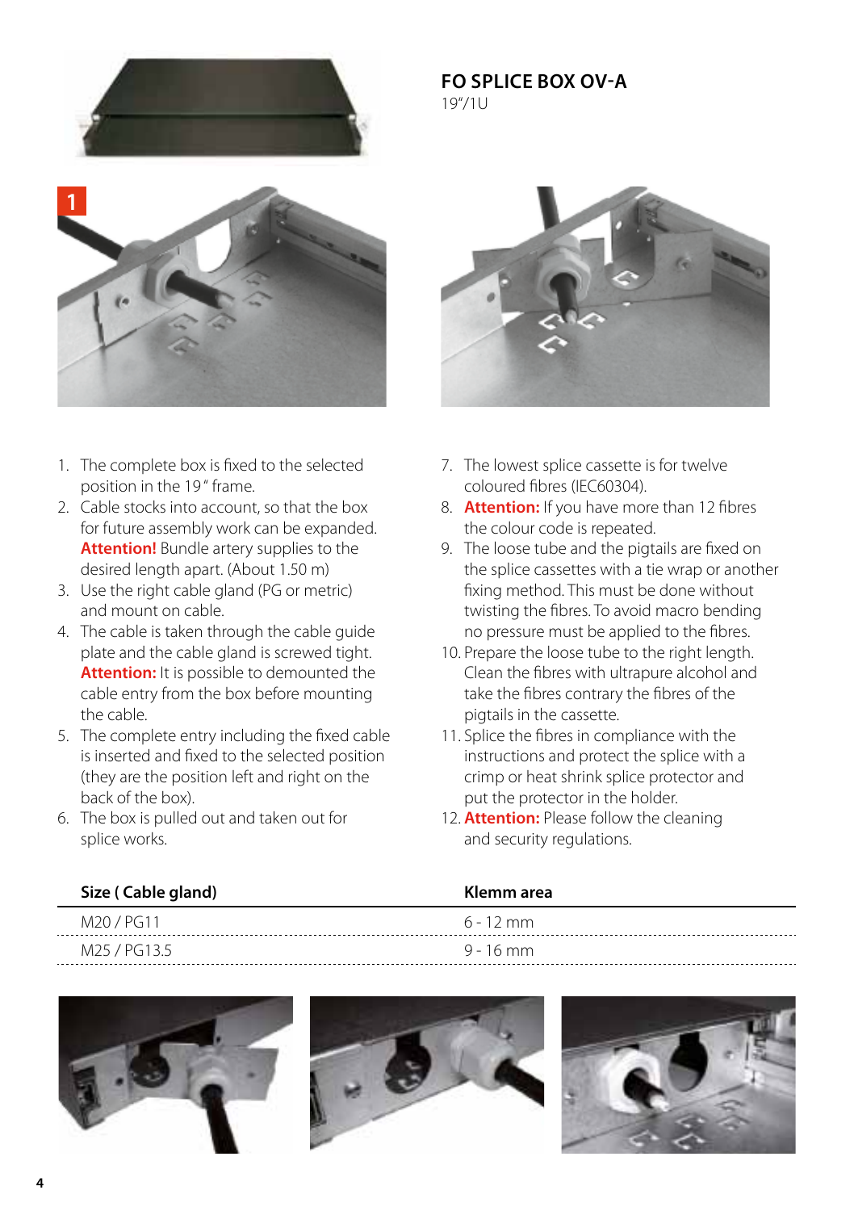## FO SPLICE BOX OV-A

19"/1U

1. The complete box is fixed to the selected position in the 19" frame.
2. Cable stocks into account, so that the box for future assembly work can be expanded. **Attention!** Bundle artery supplies to the desired length apart. (About 1.50 m)
3. Use the right cable gland (PG or metric) and mount on cable.
4. The cable is taken through the cable guide plate and the cable gland is screwed tight. **Attention:** It is possible to demounted the cable entry from the box before mounting the cable.
5. The complete entry including the fixed cable is inserted and fixed to the selected position (they are the position left and right on the back of the box).
6. The box is pulled out and taken out for splice works.
7. The lowest splice cassette is for twelve coloured fibres (IEC60304).
8. **Attention:** If you have more than 12 fibres the colour code is repeated.
9. The loose tube and the pigtails are fixed on the splice cassettes with a tie wrap or another fixing method. This must be done without twisting the fibres. To avoid macro bending no pressure must be applied to the fibres.
10. Prepare the loose tube to the right length. Clean the fibres with ultrapure alcohol and take the fibres contrary the fibres of the pigtails in the cassette.
11. Splice the fibres in compliance with the instructions and protect the splice with a crimp or heat shrink splice protector and put the protector in the holder.
12. **Attention:** Please follow the cleaning and security regulations.

| Size ( Cable gland) | Klemm area |
|---|---|
| M20 / PG11 | 6 - 12 mm |
| M25 / PG13.5 | 9 - 16 mm |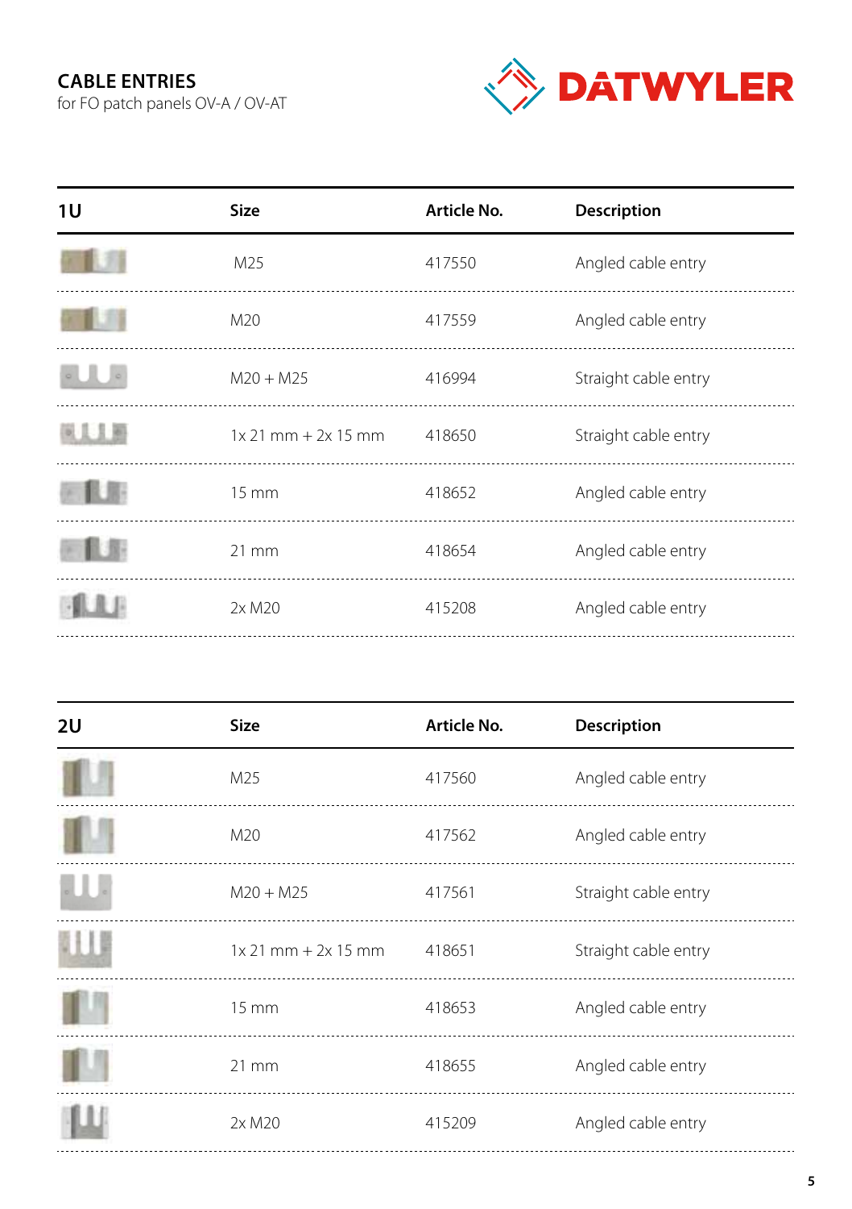## CABLE ENTRIES

for FO patch panels OV-A / OV-AT

DATWYLER

| 1U | Size | Article No. | Description |
| --- | --- | --- | --- |
| | M25 | 417550 | Angled cable entry |
| | M20 | 417559 | Angled cable entry |
| | M20 + M25 | 416994 | Straight cable entry |
| | 1x 21 mm + 2x 15 mm | 418650 | Straight cable entry |
| | 15 mm | 418652 | Angled cable entry |
| | 21 mm | 418654 | Angled cable entry |
| | 2x M20 | 415208 | Angled cable entry |

| 2U | Size | Article No. | Description |
| --- | --- | --- | --- |
| | M25 | 417560 | Angled cable entry |
| | M20 | 417562 | Angled cable entry |
| | M20 + M25 | 417561 | Straight cable entry |
| | 1x 21 mm + 2x 15 mm | 418651 | Straight cable entry |
| | 15 mm | 418653 | Angled cable entry |
| | 21 mm | 418655 | Angled cable entry |
| | 2x M20 | 415209 | Angled cable entry |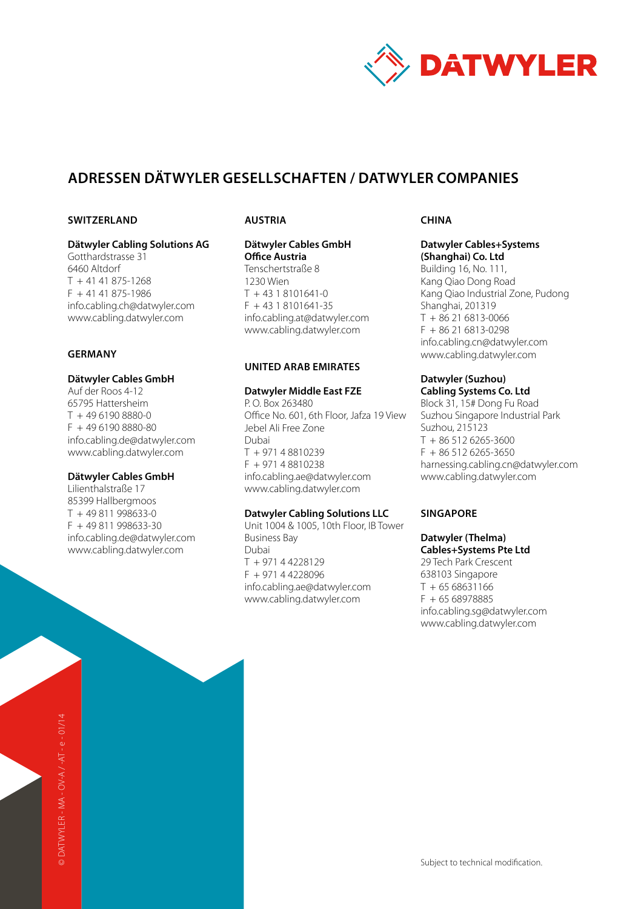# ADRESSEN DÄTWYLER GESELLSCHAFTEN / DATWYLER COMPANIES

## SWITZERLAND

**Dätwyler Cabling Solutions AG**
Gotthardstrasse 31
6460 Altdorf
T + 41 41 875-1268
F + 41 41 875-1986
info.cabling.ch@datwyler.com
www.cabling.datwyler.com

## GERMANY

**Dätwyler Cables GmbH**
Auf der Roos 4-12
65795 Hattersheim
T + 49 6190 8880-0
F + 49 6190 8880-80
info.cabling.de@datwyler.com
www.cabling.datwyler.com

**Dätwyler Cables GmbH**
Lilienthalstraße 17
85399 Hallbergmoos
T + 49 811 998633-0
F + 49 811 998633-30
info.cabling.de@datwyler.com
www.cabling.datwyler.com

## AUSTRIA

**Dätwyler Cables GmbH**
**Office Austria**
Tenschertstraße 8
1230 Wien
T + 43 1 8101641-0
F + 43 1 8101641-35
info.cabling.at@datwyler.com
www.cabling.datwyler.com

## UNITED ARAB EMIRATES

**Datwyler Middle East FZE**
P. O. Box 263480
Office No. 601, 6th Floor, Jafza 19 View
Jebel Ali Free Zone
Dubai
T + 971 4 8810239
F + 971 4 8810238
info.cabling.ae@datwyler.com
www.cabling.datwyler.com

**Datwyler Cabling Solutions LLC**
Unit 1004 & 1005, 10th Floor, IB Tower
Business Bay
Dubai
T + 971 4 4228129
F + 971 4 4228096
info.cabling.ae@datwyler.com
www.cabling.datwyler.com

## CHINA

**Datwyler Cables+Systems**
**(Shanghai) Co. Ltd**
Building 16, No. 111,
Kang Qiao Dong Road
Kang Qiao Industrial Zone, Pudong
Shanghai, 201319
T + 86 21 6813-0066
F + 86 21 6813-0298
info.cabling.cn@datwyler.com
www.cabling.datwyler.com

**Datwyler (Suzhou)**
**Cabling Systems Co. Ltd**
Block 31, 15# Dong Fu Road
Suzhou Singapore Industrial Park
Suzhou, 215123
T + 86 512 6265-3600
F + 86 512 6265-3650
harnessing.cabling.cn@datwyler.com
www.cabling.datwyler.com

## SINGAPORE

**Datwyler (Thelma)**
**Cables+Systems Pte Ltd**
29 Tech Park Crescent
638103 Singapore
T + 65 68631166
F + 65 68978885
info.cabling.sg@datwyler.com
www.cabling.datwyler.com

© DATWYLER - MA - OV-A / -AT - e - 01/14

Subject to technical modification.